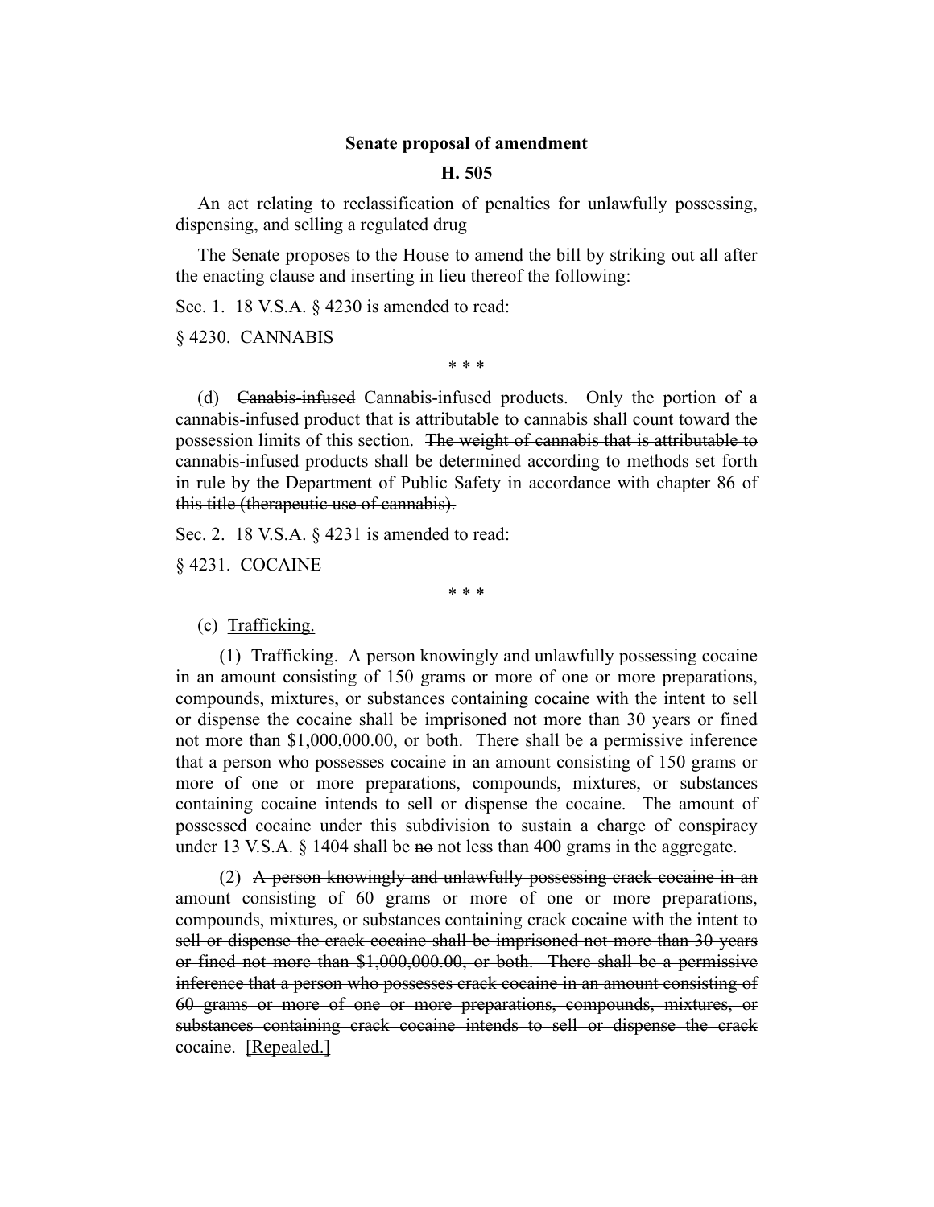**Senate proposal of amendment**

**H. 505**

An act relating to reclassification of penalties for unlawfully possessing, dispensing, and selling a regulated drug

The Senate proposes to the House to amend the bill by striking out all after the enacting clause and inserting in lieu thereof the following:

Sec. 1. 18 V.S.A. § 4230 is amended to read:

§ 4230. CANNABIS

\* \* \*

(d) ~~Canabis-infused~~ <u>Cannabis-infused</u> products. Only the portion of a cannabis-infused product that is attributable to cannabis shall count toward the possession limits of this section. ~~The weight of cannabis that is attributable to cannabis-infused products shall be determined according to methods set forth in rule by the Department of Public Safety in accordance with chapter 86 of this title (therapeutic use of cannabis).~~

Sec. 2. 18 V.S.A. § 4231 is amended to read:

§ 4231. COCAINE

\* \* \*

(c) <u>Trafficking.</u>

(1) ~~Trafficking.~~ A person knowingly and unlawfully possessing cocaine in an amount consisting of 150 grams or more of one or more preparations, compounds, mixtures, or substances containing cocaine with the intent to sell or dispense the cocaine shall be imprisoned not more than 30 years or fined not more than $1,000,000.00, or both. There shall be a permissive inference that a person who possesses cocaine in an amount consisting of 150 grams or more of one or more preparations, compounds, mixtures, or substances containing cocaine intends to sell or dispense the cocaine. The amount of possessed cocaine under this subdivision to sustain a charge of conspiracy under 13 V.S.A. § 1404 shall be ~~no~~ <u>not</u> less than 400 grams in the aggregate.

(2) ~~A person knowingly and unlawfully possessing crack cocaine in an amount consisting of 60 grams or more of one or more preparations, compounds, mixtures, or substances containing crack cocaine with the intent to sell or dispense the crack cocaine shall be imprisoned not more than 30 years or fined not more than $1,000,000.00, or both. There shall be a permissive inference that a person who possesses crack cocaine in an amount consisting of 60 grams or more of one or more preparations, compounds, mixtures, or substances containing crack cocaine intends to sell or dispense the crack cocaine.~~ <u>[Repealed.]</u>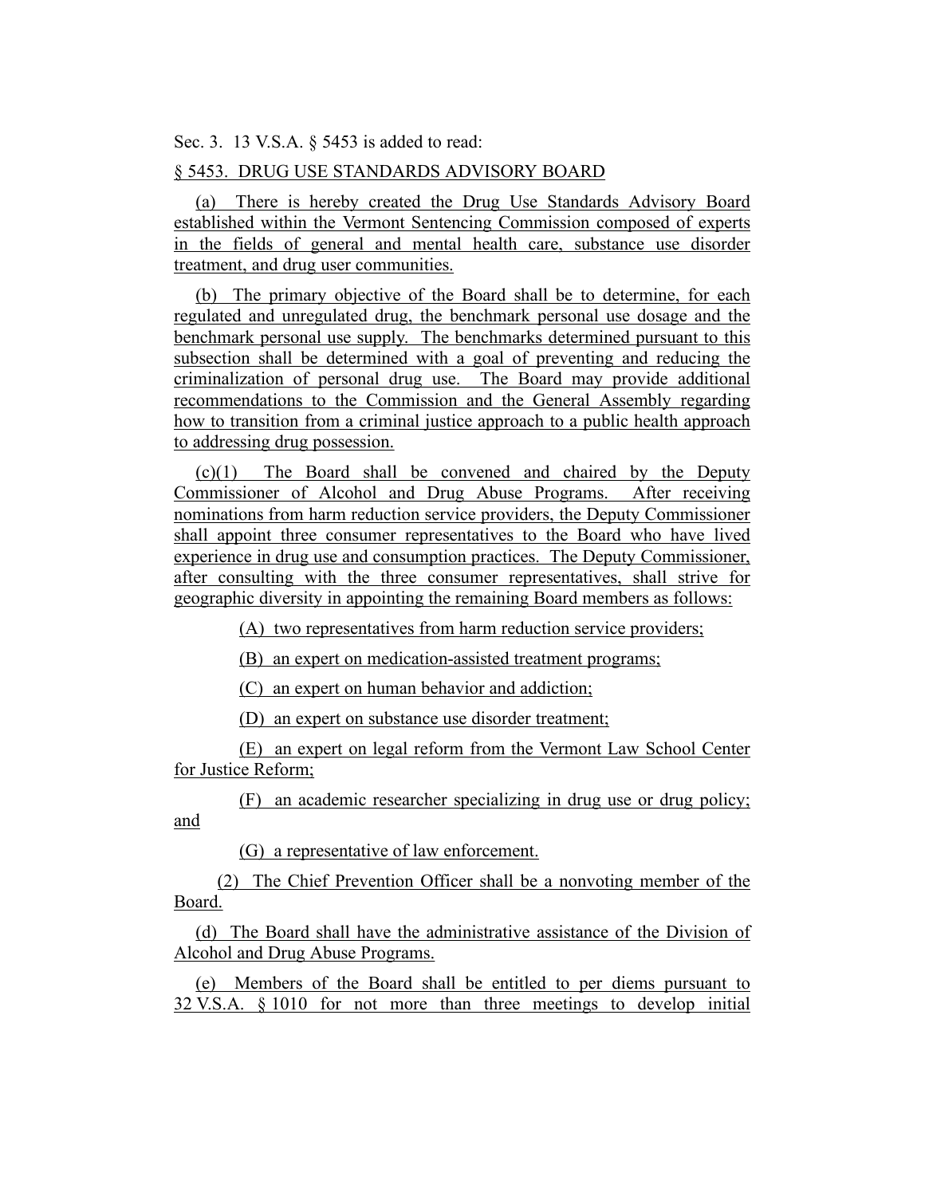Sec. 3. 13 V.S.A. § 5453 is added to read:

§ 5453. DRUG USE STANDARDS ADVISORY BOARD

(a) There is hereby created the Drug Use Standards Advisory Board established within the Vermont Sentencing Commission composed of experts in the fields of general and mental health care, substance use disorder treatment, and drug user communities.

(b) The primary objective of the Board shall be to determine, for each regulated and unregulated drug, the benchmark personal use dosage and the benchmark personal use supply. The benchmarks determined pursuant to this subsection shall be determined with a goal of preventing and reducing the criminalization of personal drug use. The Board may provide additional recommendations to the Commission and the General Assembly regarding how to transition from a criminal justice approach to a public health approach to addressing drug possession.

(c)(1) The Board shall be convened and chaired by the Deputy Commissioner of Alcohol and Drug Abuse Programs. After receiving nominations from harm reduction service providers, the Deputy Commissioner shall appoint three consumer representatives to the Board who have lived experience in drug use and consumption practices. The Deputy Commissioner, after consulting with the three consumer representatives, shall strive for geographic diversity in appointing the remaining Board members as follows:

(A) two representatives from harm reduction service providers;

(B) an expert on medication-assisted treatment programs;

(C) an expert on human behavior and addiction;

(D) an expert on substance use disorder treatment;

(E) an expert on legal reform from the Vermont Law School Center for Justice Reform;

(F) an academic researcher specializing in drug use or drug policy; and

(G) a representative of law enforcement.

(2) The Chief Prevention Officer shall be a nonvoting member of the Board.

(d) The Board shall have the administrative assistance of the Division of Alcohol and Drug Abuse Programs.

(e) Members of the Board shall be entitled to per diems pursuant to 32 V.S.A. § 1010 for not more than three meetings to develop initial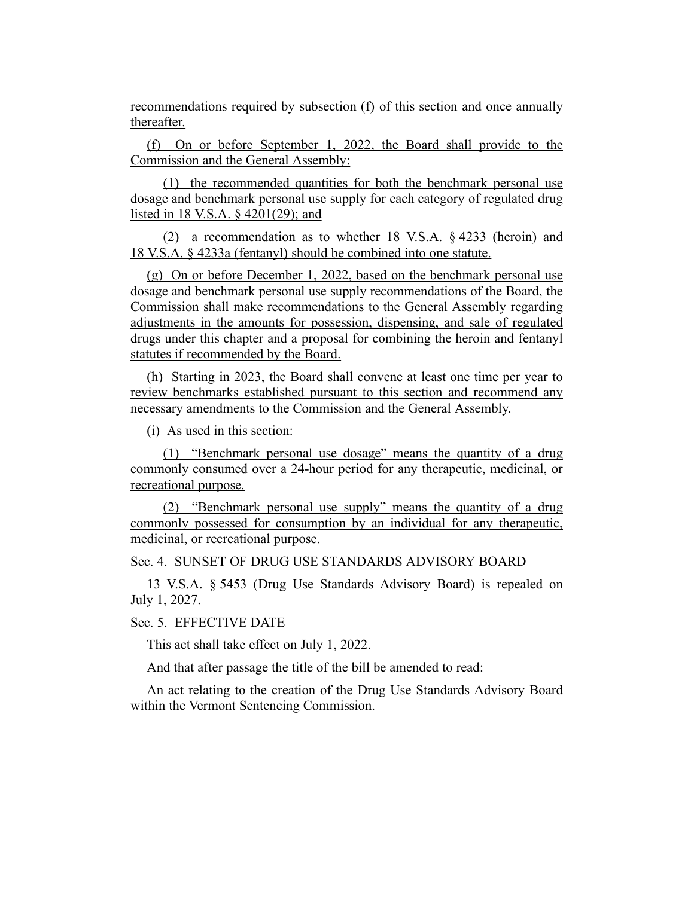recommendations required by subsection (f) of this section and once annually thereafter.

(f) On or before September 1, 2022, the Board shall provide to the Commission and the General Assembly:

(1) the recommended quantities for both the benchmark personal use dosage and benchmark personal use supply for each category of regulated drug listed in 18 V.S.A. § 4201(29); and

(2) a recommendation as to whether 18 V.S.A. § 4233 (heroin) and 18 V.S.A. § 4233a (fentanyl) should be combined into one statute.

(g) On or before December 1, 2022, based on the benchmark personal use dosage and benchmark personal use supply recommendations of the Board, the Commission shall make recommendations to the General Assembly regarding adjustments in the amounts for possession, dispensing, and sale of regulated drugs under this chapter and a proposal for combining the heroin and fentanyl statutes if recommended by the Board.

(h) Starting in 2023, the Board shall convene at least one time per year to review benchmarks established pursuant to this section and recommend any necessary amendments to the Commission and the General Assembly.

(i) As used in this section:

(1) "Benchmark personal use dosage" means the quantity of a drug commonly consumed over a 24-hour period for any therapeutic, medicinal, or recreational purpose.

(2) "Benchmark personal use supply" means the quantity of a drug commonly possessed for consumption by an individual for any therapeutic, medicinal, or recreational purpose.

Sec. 4. SUNSET OF DRUG USE STANDARDS ADVISORY BOARD

13 V.S.A. § 5453 (Drug Use Standards Advisory Board) is repealed on July 1, 2027.

Sec. 5. EFFECTIVE DATE

This act shall take effect on July 1, 2022.

And that after passage the title of the bill be amended to read:

An act relating to the creation of the Drug Use Standards Advisory Board within the Vermont Sentencing Commission.